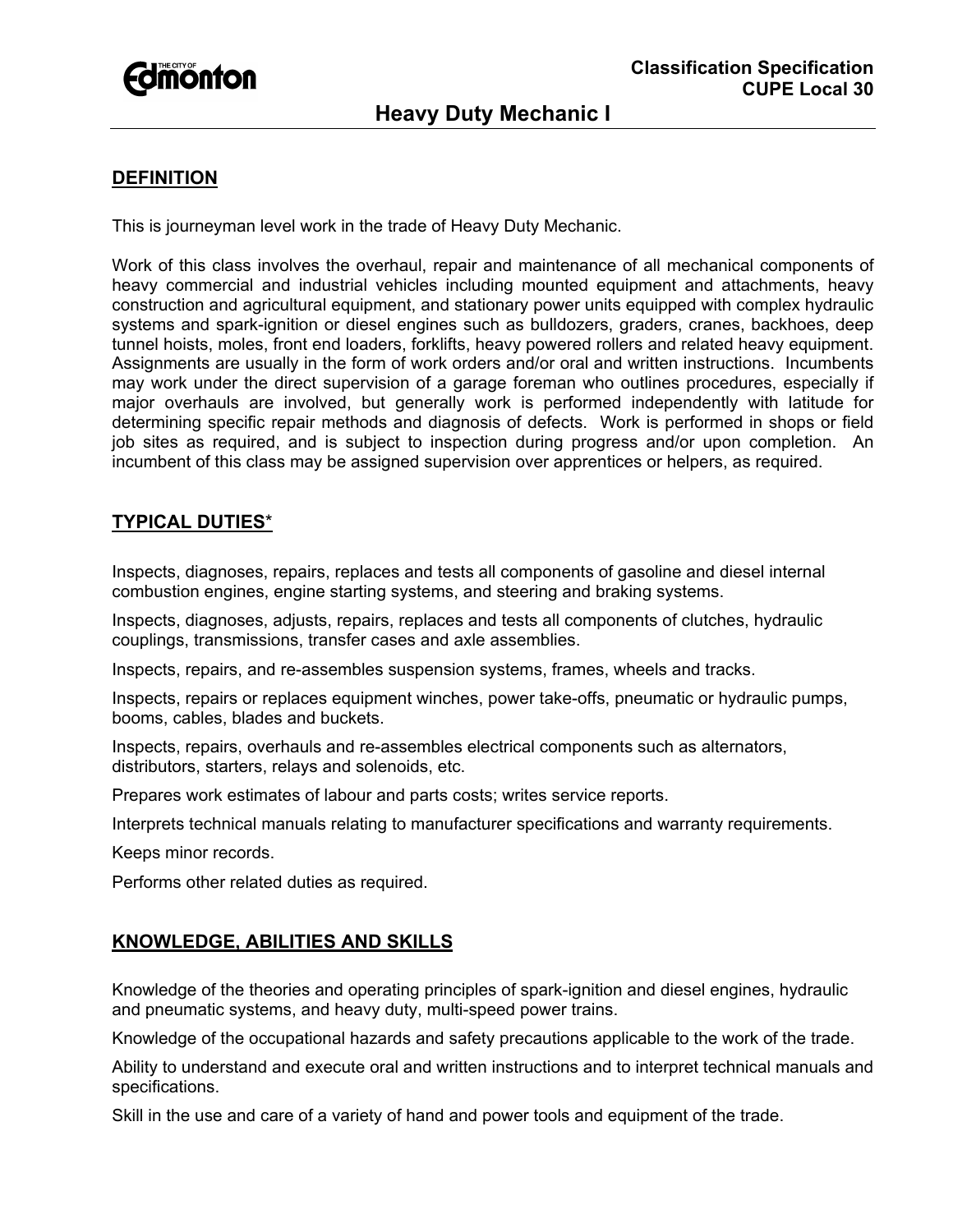The City of Edmonton

**Classification Specification**
**CUPE Local 30**

# Heavy Duty Mechanic I

## DEFINITION

This is journeyman level work in the trade of Heavy Duty Mechanic.

Work of this class involves the overhaul, repair and maintenance of all mechanical components of heavy commercial and industrial vehicles including mounted equipment and attachments, heavy construction and agricultural equipment, and stationary power units equipped with complex hydraulic systems and spark-ignition or diesel engines such as bulldozers, graders, cranes, backhoes, deep tunnel hoists, moles, front end loaders, forklifts, heavy powered rollers and related heavy equipment. Assignments are usually in the form of work orders and/or oral and written instructions. Incumbents may work under the direct supervision of a garage foreman who outlines procedures, especially if major overhauls are involved, but generally work is performed independently with latitude for determining specific repair methods and diagnosis of defects. Work is performed in shops or field job sites as required, and is subject to inspection during progress and/or upon completion. An incumbent of this class may be assigned supervision over apprentices or helpers, as required.

## TYPICAL DUTIES*

Inspects, diagnoses, repairs, replaces and tests all components of gasoline and diesel internal combustion engines, engine starting systems, and steering and braking systems.

Inspects, diagnoses, adjusts, repairs, replaces and tests all components of clutches, hydraulic couplings, transmissions, transfer cases and axle assemblies.

Inspects, repairs, and re-assembles suspension systems, frames, wheels and tracks.

Inspects, repairs or replaces equipment winches, power take-offs, pneumatic or hydraulic pumps, booms, cables, blades and buckets.

Inspects, repairs, overhauls and re-assembles electrical components such as alternators, distributors, starters, relays and solenoids, etc.

Prepares work estimates of labour and parts costs; writes service reports.

Interprets technical manuals relating to manufacturer specifications and warranty requirements.

Keeps minor records.

Performs other related duties as required.

## KNOWLEDGE, ABILITIES AND SKILLS

Knowledge of the theories and operating principles of spark-ignition and diesel engines, hydraulic and pneumatic systems, and heavy duty, multi-speed power trains.

Knowledge of the occupational hazards and safety precautions applicable to the work of the trade.

Ability to understand and execute oral and written instructions and to interpret technical manuals and specifications.

Skill in the use and care of a variety of hand and power tools and equipment of the trade.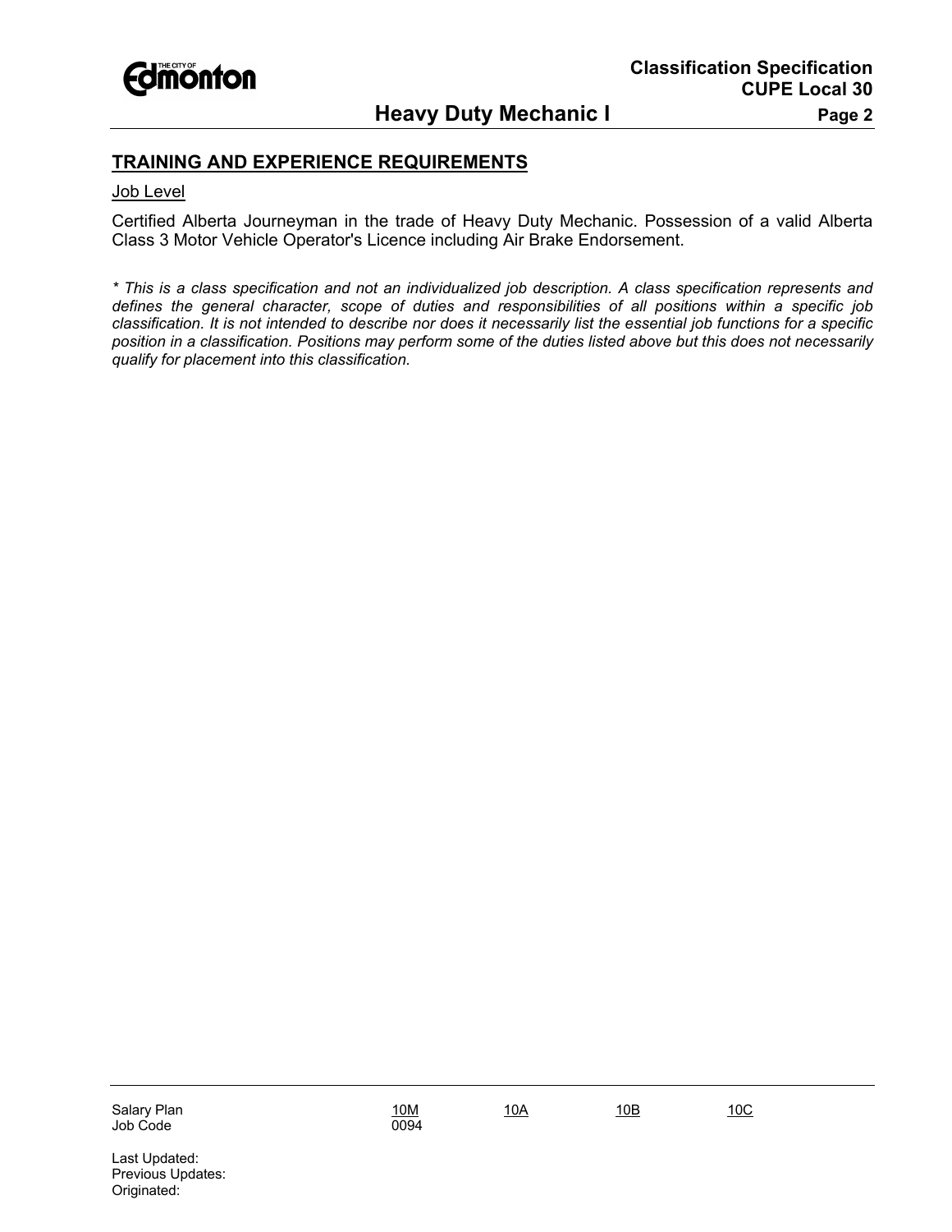## TRAINING AND EXPERIENCE REQUIREMENTS

Job Level

Certified Alberta Journeyman in the trade of Heavy Duty Mechanic. Possession of a valid Alberta Class 3 Motor Vehicle Operator's Licence including Air Brake Endorsement.

*\* This is a class specification and not an individualized job description. A class specification represents and defines the general character, scope of duties and responsibilities of all positions within a specific job classification. It is not intended to describe nor does it necessarily list the essential job functions for a specific position in a classification. Positions may perform some of the duties listed above but this does not necessarily qualify for placement into this classification.*

| | | | | |
|---|---|---|---|---|
| Salary Plan | 10M | 10A | 10B | 10C |
| Job Code | 0094 | | | |

Last Updated:
Previous Updates:
Originated: